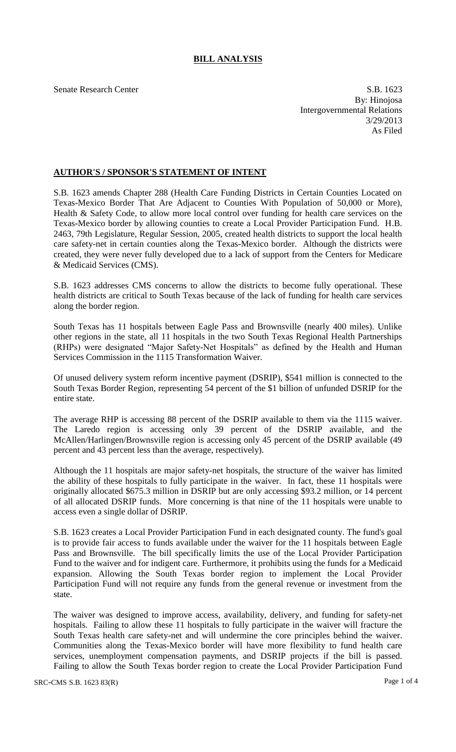# BILL ANALYSIS

Senate Research Center

S.B. 1623
By: Hinojosa
Intergovernmental Relations
3/29/2013
As Filed

## AUTHOR'S / SPONSOR'S STATEMENT OF INTENT

S.B. 1623 amends Chapter 288 (Health Care Funding Districts in Certain Counties Located on Texas-Mexico Border That Are Adjacent to Counties With Population of 50,000 or More), Health & Safety Code, to allow more local control over funding for health care services on the Texas-Mexico border by allowing counties to create a Local Provider Participation Fund. H.B. 2463, 79th Legislature, Regular Session, 2005, created health districts to support the local health care safety-net in certain counties along the Texas-Mexico border. Although the districts were created, they were never fully developed due to a lack of support from the Centers for Medicare & Medicaid Services (CMS).

S.B. 1623 addresses CMS concerns to allow the districts to become fully operational. These health districts are critical to South Texas because of the lack of funding for health care services along the border region.

South Texas has 11 hospitals between Eagle Pass and Brownsville (nearly 400 miles). Unlike other regions in the state, all 11 hospitals in the two South Texas Regional Health Partnerships (RHPs) were designated "Major Safety-Net Hospitals" as defined by the Health and Human Services Commission in the 1115 Transformation Waiver.

Of unused delivery system reform incentive payment (DSRIP), $541 million is connected to the South Texas Border Region, representing 54 percent of the $1 billion of unfunded DSRIP for the entire state.

The average RHP is accessing 88 percent of the DSRIP available to them via the 1115 waiver. The Laredo region is accessing only 39 percent of the DSRIP available, and the McAllen/Harlingen/Brownsville region is accessing only 45 percent of the DSRIP available (49 percent and 43 percent less than the average, respectively).

Although the 11 hospitals are major safety-net hospitals, the structure of the waiver has limited the ability of these hospitals to fully participate in the waiver. In fact, these 11 hospitals were originally allocated $675.3 million in DSRIP but are only accessing $93.2 million, or 14 percent of all allocated DSRIP funds. More concerning is that nine of the 11 hospitals were unable to access even a single dollar of DSRIP.

S.B. 1623 creates a Local Provider Participation Fund in each designated county. The fund's goal is to provide fair access to funds available under the waiver for the 11 hospitals between Eagle Pass and Brownsville. The bill specifically limits the use of the Local Provider Participation Fund to the waiver and for indigent care. Furthermore, it prohibits using the funds for a Medicaid expansion. Allowing the South Texas border region to implement the Local Provider Participation Fund will not require any funds from the general revenue or investment from the state.

The waiver was designed to improve access, availability, delivery, and funding for safety-net hospitals. Failing to allow these 11 hospitals to fully participate in the waiver will fracture the South Texas health care safety-net and will undermine the core principles behind the waiver. Communities along the Texas-Mexico border will have more flexibility to fund health care services, unemployment compensation payments, and DSRIP projects if the bill is passed. Failing to allow the South Texas border region to create the Local Provider Participation Fund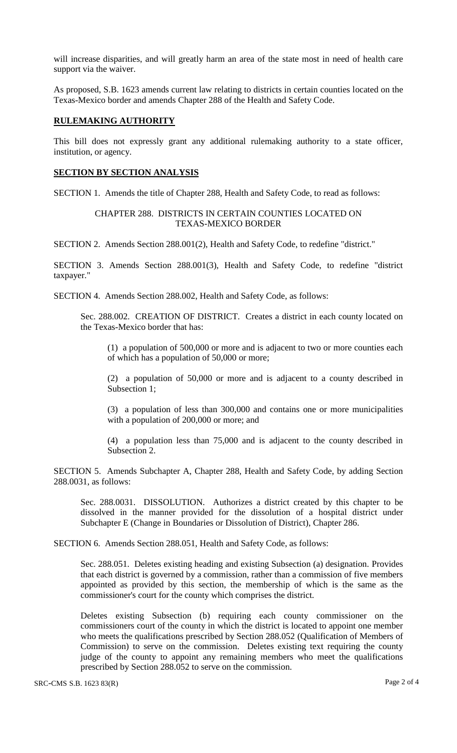will increase disparities, and will greatly harm an area of the state most in need of health care support via the waiver.

As proposed, S.B. 1623 amends current law relating to districts in certain counties located on the Texas-Mexico border and amends Chapter 288 of the Health and Safety Code.

## RULEMAKING AUTHORITY

This bill does not expressly grant any additional rulemaking authority to a state officer, institution, or agency.

## SECTION BY SECTION ANALYSIS

SECTION 1. Amends the title of Chapter 288, Health and Safety Code, to read as follows:

CHAPTER 288. DISTRICTS IN CERTAIN COUNTIES LOCATED ON TEXAS-MEXICO BORDER

SECTION 2. Amends Section 288.001(2), Health and Safety Code, to redefine "district."

SECTION 3. Amends Section 288.001(3), Health and Safety Code, to redefine "district taxpayer."

SECTION 4. Amends Section 288.002, Health and Safety Code, as follows:

Sec. 288.002. CREATION OF DISTRICT. Creates a district in each county located on the Texas-Mexico border that has:

(1) a population of 500,000 or more and is adjacent to two or more counties each of which has a population of 50,000 or more;

(2) a population of 50,000 or more and is adjacent to a county described in Subsection 1;

(3) a population of less than 300,000 and contains one or more municipalities with a population of 200,000 or more; and

(4) a population less than 75,000 and is adjacent to the county described in Subsection 2.

SECTION 5. Amends Subchapter A, Chapter 288, Health and Safety Code, by adding Section 288.0031, as follows:

Sec. 288.0031. DISSOLUTION. Authorizes a district created by this chapter to be dissolved in the manner provided for the dissolution of a hospital district under Subchapter E (Change in Boundaries or Dissolution of District), Chapter 286.

SECTION 6. Amends Section 288.051, Health and Safety Code, as follows:

Sec. 288.051. Deletes existing heading and existing Subsection (a) designation. Provides that each district is governed by a commission, rather than a commission of five members appointed as provided by this section, the membership of which is the same as the commissioner's court for the county which comprises the district.

Deletes existing Subsection (b) requiring each county commissioner on the commissioners court of the county in which the district is located to appoint one member who meets the qualifications prescribed by Section 288.052 (Qualification of Members of Commission) to serve on the commission. Deletes existing text requiring the county judge of the county to appoint any remaining members who meet the qualifications prescribed by Section 288.052 to serve on the commission.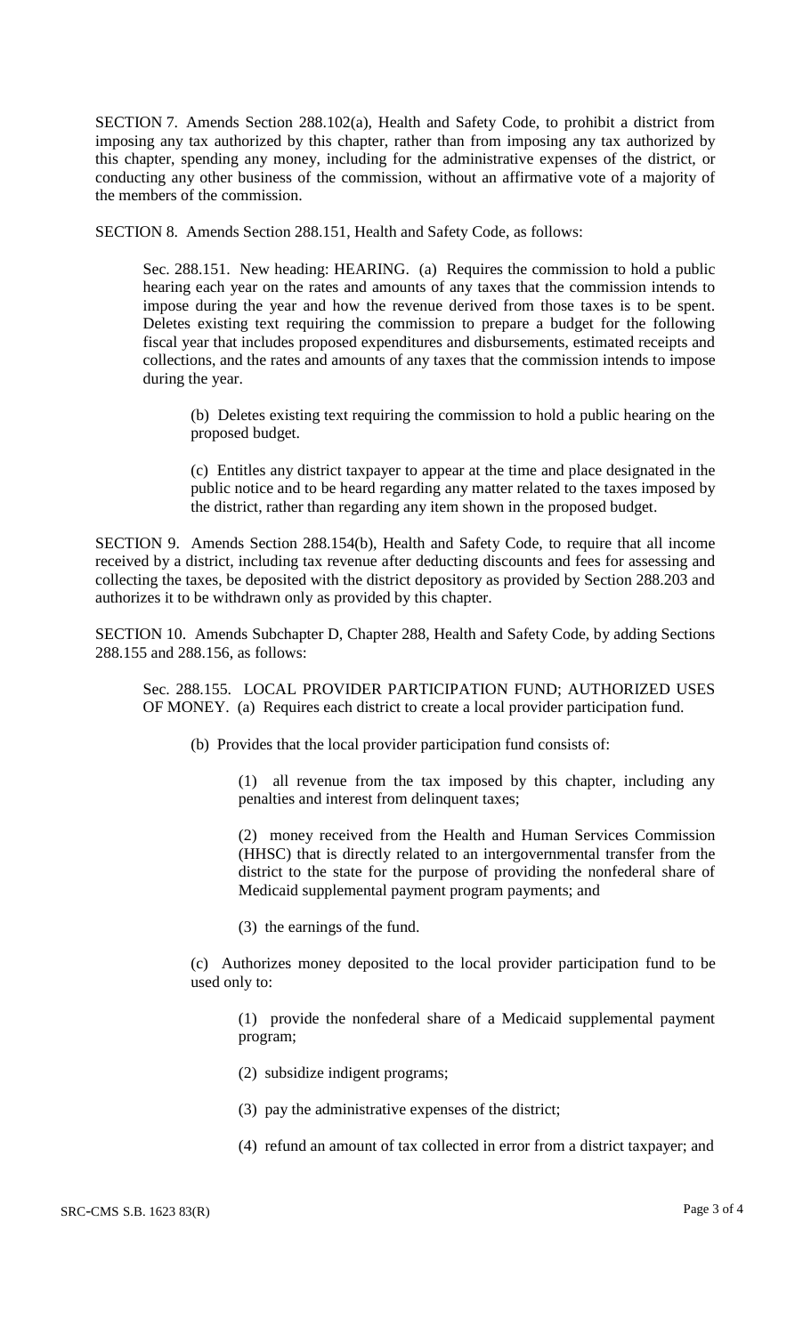SECTION 7. Amends Section 288.102(a), Health and Safety Code, to prohibit a district from imposing any tax authorized by this chapter, rather than from imposing any tax authorized by this chapter, spending any money, including for the administrative expenses of the district, or conducting any other business of the commission, without an affirmative vote of a majority of the members of the commission.

SECTION 8. Amends Section 288.151, Health and Safety Code, as follows:

Sec. 288.151. New heading: HEARING. (a) Requires the commission to hold a public hearing each year on the rates and amounts of any taxes that the commission intends to impose during the year and how the revenue derived from those taxes is to be spent. Deletes existing text requiring the commission to prepare a budget for the following fiscal year that includes proposed expenditures and disbursements, estimated receipts and collections, and the rates and amounts of any taxes that the commission intends to impose during the year.

(b) Deletes existing text requiring the commission to hold a public hearing on the proposed budget.

(c) Entitles any district taxpayer to appear at the time and place designated in the public notice and to be heard regarding any matter related to the taxes imposed by the district, rather than regarding any item shown in the proposed budget.

SECTION 9. Amends Section 288.154(b), Health and Safety Code, to require that all income received by a district, including tax revenue after deducting discounts and fees for assessing and collecting the taxes, be deposited with the district depository as provided by Section 288.203 and authorizes it to be withdrawn only as provided by this chapter.

SECTION 10. Amends Subchapter D, Chapter 288, Health and Safety Code, by adding Sections 288.155 and 288.156, as follows:

Sec. 288.155. LOCAL PROVIDER PARTICIPATION FUND; AUTHORIZED USES OF MONEY. (a) Requires each district to create a local provider participation fund.

(b) Provides that the local provider participation fund consists of:

(1) all revenue from the tax imposed by this chapter, including any penalties and interest from delinquent taxes;

(2) money received from the Health and Human Services Commission (HHSC) that is directly related to an intergovernmental transfer from the district to the state for the purpose of providing the nonfederal share of Medicaid supplemental payment program payments; and

(3) the earnings of the fund.

(c) Authorizes money deposited to the local provider participation fund to be used only to:

(1) provide the nonfederal share of a Medicaid supplemental payment program;

(2) subsidize indigent programs;

(3) pay the administrative expenses of the district;

(4) refund an amount of tax collected in error from a district taxpayer; and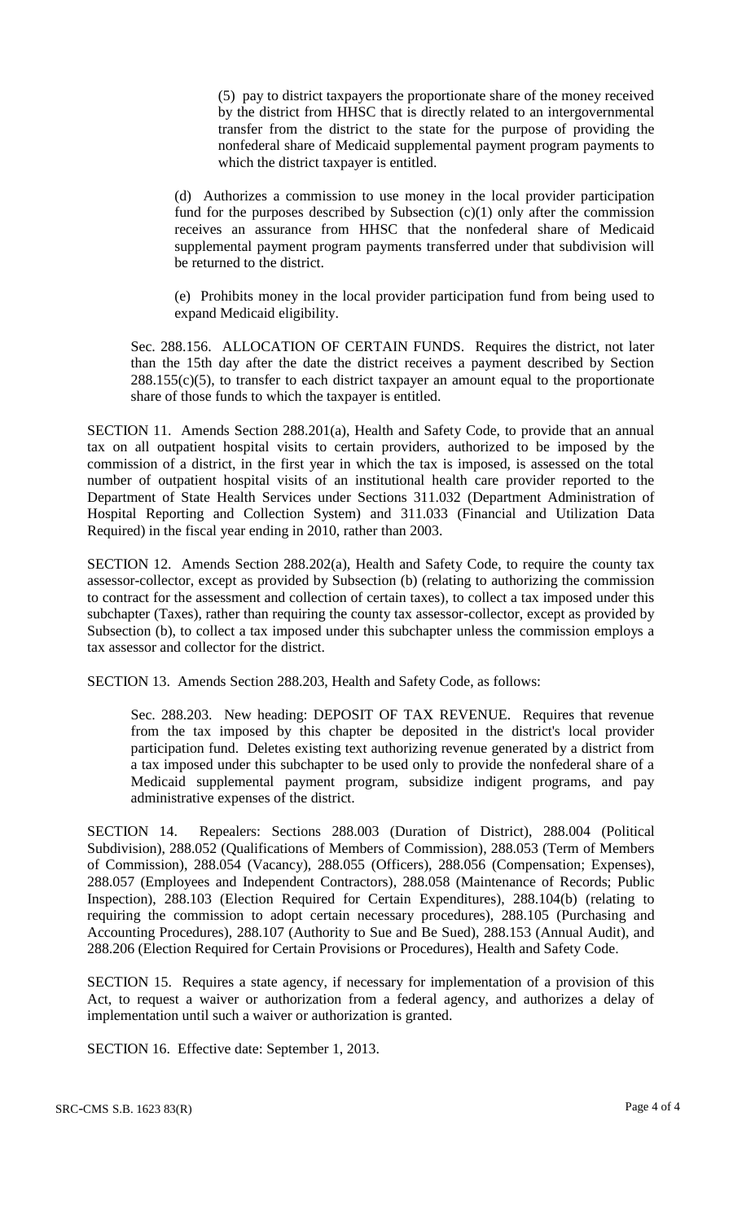(5) pay to district taxpayers the proportionate share of the money received by the district from HHSC that is directly related to an intergovernmental transfer from the district to the state for the purpose of providing the nonfederal share of Medicaid supplemental payment program payments to which the district taxpayer is entitled.

(d) Authorizes a commission to use money in the local provider participation fund for the purposes described by Subsection (c)(1) only after the commission receives an assurance from HHSC that the nonfederal share of Medicaid supplemental payment program payments transferred under that subdivision will be returned to the district.

(e) Prohibits money in the local provider participation fund from being used to expand Medicaid eligibility.

Sec. 288.156. ALLOCATION OF CERTAIN FUNDS. Requires the district, not later than the 15th day after the date the district receives a payment described by Section 288.155(c)(5), to transfer to each district taxpayer an amount equal to the proportionate share of those funds to which the taxpayer is entitled.

SECTION 11. Amends Section 288.201(a), Health and Safety Code, to provide that an annual tax on all outpatient hospital visits to certain providers, authorized to be imposed by the commission of a district, in the first year in which the tax is imposed, is assessed on the total number of outpatient hospital visits of an institutional health care provider reported to the Department of State Health Services under Sections 311.032 (Department Administration of Hospital Reporting and Collection System) and 311.033 (Financial and Utilization Data Required) in the fiscal year ending in 2010, rather than 2003.

SECTION 12. Amends Section 288.202(a), Health and Safety Code, to require the county tax assessor-collector, except as provided by Subsection (b) (relating to authorizing the commission to contract for the assessment and collection of certain taxes), to collect a tax imposed under this subchapter (Taxes), rather than requiring the county tax assessor-collector, except as provided by Subsection (b), to collect a tax imposed under this subchapter unless the commission employs a tax assessor and collector for the district.

SECTION 13. Amends Section 288.203, Health and Safety Code, as follows:

Sec. 288.203. New heading: DEPOSIT OF TAX REVENUE. Requires that revenue from the tax imposed by this chapter be deposited in the district's local provider participation fund. Deletes existing text authorizing revenue generated by a district from a tax imposed under this subchapter to be used only to provide the nonfederal share of a Medicaid supplemental payment program, subsidize indigent programs, and pay administrative expenses of the district.

SECTION 14. Repealers: Sections 288.003 (Duration of District), 288.004 (Political Subdivision), 288.052 (Qualifications of Members of Commission), 288.053 (Term of Members of Commission), 288.054 (Vacancy), 288.055 (Officers), 288.056 (Compensation; Expenses), 288.057 (Employees and Independent Contractors), 288.058 (Maintenance of Records; Public Inspection), 288.103 (Election Required for Certain Expenditures), 288.104(b) (relating to requiring the commission to adopt certain necessary procedures), 288.105 (Purchasing and Accounting Procedures), 288.107 (Authority to Sue and Be Sued), 288.153 (Annual Audit), and 288.206 (Election Required for Certain Provisions or Procedures), Health and Safety Code.

SECTION 15. Requires a state agency, if necessary for implementation of a provision of this Act, to request a waiver or authorization from a federal agency, and authorizes a delay of implementation until such a waiver or authorization is granted.

SECTION 16. Effective date: September 1, 2013.